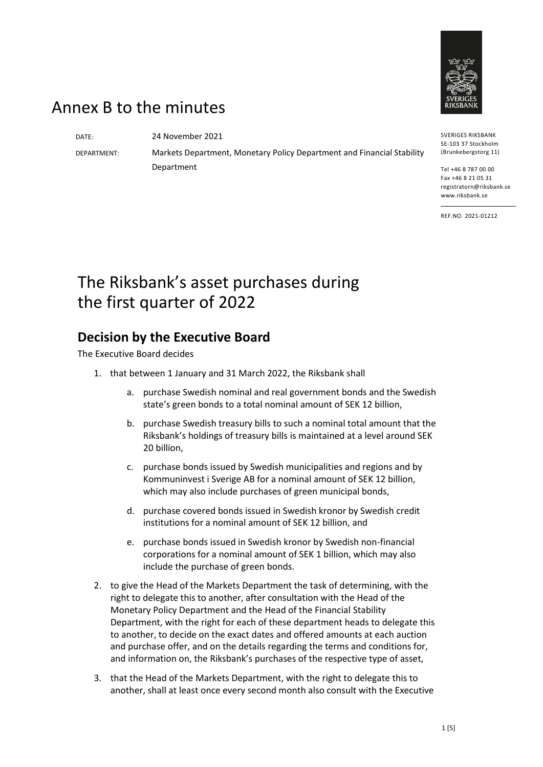# Annex B to the minutes

DATE: 24 November 2021

DEPARTMENT: Markets Department, Monetary Policy Department and Financial Stability Department

SVERIGES RIKSBANK
SE-103 37 Stockholm
(Brunkebergstorg 11)

Tel +46 8 787 00 00
Fax +46 8 21 05 31
registratorn@riksbank.se
www.riksbank.se

REF.NO. 2021-01212

# The Riksbank's asset purchases during the first quarter of 2022

## Decision by the Executive Board

The Executive Board decides

1. that between 1 January and 31 March 2022, the Riksbank shall
    a. purchase Swedish nominal and real government bonds and the Swedish state's green bonds to a total nominal amount of SEK 12 billion,
    b. purchase Swedish treasury bills to such a nominal total amount that the Riksbank's holdings of treasury bills is maintained at a level around SEK 20 billion,
    c. purchase bonds issued by Swedish municipalities and regions and by Kommuninvest i Sverige AB for a nominal amount of SEK 12 billion, which may also include purchases of green municipal bonds,
    d. purchase covered bonds issued in Swedish kronor by Swedish credit institutions for a nominal amount of SEK 12 billion, and
    e. purchase bonds issued in Swedish kronor by Swedish non-financial corporations for a nominal amount of SEK 1 billion, which may also include the purchase of green bonds.
2. to give the Head of the Markets Department the task of determining, with the right to delegate this to another, after consultation with the Head of the Monetary Policy Department and the Head of the Financial Stability Department, with the right for each of these department heads to delegate this to another, to decide on the exact dates and offered amounts at each auction and purchase offer, and on the details regarding the terms and conditions for, and information on, the Riksbank's purchases of the respective type of asset,
3. that the Head of the Markets Department, with the right to delegate this to another, shall at least once every second month also consult with the Executive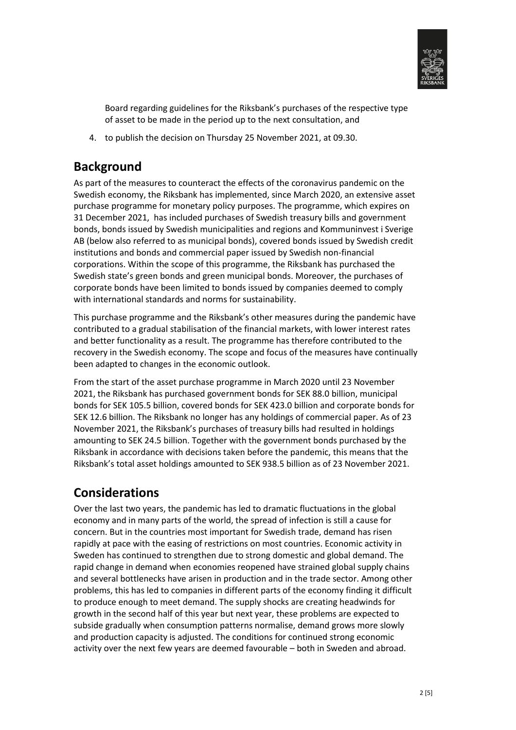Board regarding guidelines for the Riksbank's purchases of the respective type of asset to be made in the period up to the next consultation, and

4. to publish the decision on Thursday 25 November 2021, at 09.30.

## Background

As part of the measures to counteract the effects of the coronavirus pandemic on the Swedish economy, the Riksbank has implemented, since March 2020, an extensive asset purchase programme for monetary policy purposes. The programme, which expires on 31 December 2021, has included purchases of Swedish treasury bills and government bonds, bonds issued by Swedish municipalities and regions and Kommuninvest i Sverige AB (below also referred to as municipal bonds), covered bonds issued by Swedish credit institutions and bonds and commercial paper issued by Swedish non-financial corporations. Within the scope of this programme, the Riksbank has purchased the Swedish state's green bonds and green municipal bonds. Moreover, the purchases of corporate bonds have been limited to bonds issued by companies deemed to comply with international standards and norms for sustainability.

This purchase programme and the Riksbank's other measures during the pandemic have contributed to a gradual stabilisation of the financial markets, with lower interest rates and better functionality as a result. The programme has therefore contributed to the recovery in the Swedish economy. The scope and focus of the measures have continually been adapted to changes in the economic outlook.

From the start of the asset purchase programme in March 2020 until 23 November 2021, the Riksbank has purchased government bonds for SEK 88.0 billion, municipal bonds for SEK 105.5 billion, covered bonds for SEK 423.0 billion and corporate bonds for SEK 12.6 billion. The Riksbank no longer has any holdings of commercial paper. As of 23 November 2021, the Riksbank's purchases of treasury bills had resulted in holdings amounting to SEK 24.5 billion. Together with the government bonds purchased by the Riksbank in accordance with decisions taken before the pandemic, this means that the Riksbank's total asset holdings amounted to SEK 938.5 billion as of 23 November 2021.

## Considerations

Over the last two years, the pandemic has led to dramatic fluctuations in the global economy and in many parts of the world, the spread of infection is still a cause for concern. But in the countries most important for Swedish trade, demand has risen rapidly at pace with the easing of restrictions on most countries. Economic activity in Sweden has continued to strengthen due to strong domestic and global demand. The rapid change in demand when economies reopened have strained global supply chains and several bottlenecks have arisen in production and in the trade sector. Among other problems, this has led to companies in different parts of the economy finding it difficult to produce enough to meet demand. The supply shocks are creating headwinds for growth in the second half of this year but next year, these problems are expected to subside gradually when consumption patterns normalise, demand grows more slowly and production capacity is adjusted. The conditions for continued strong economic activity over the next few years are deemed favourable – both in Sweden and abroad.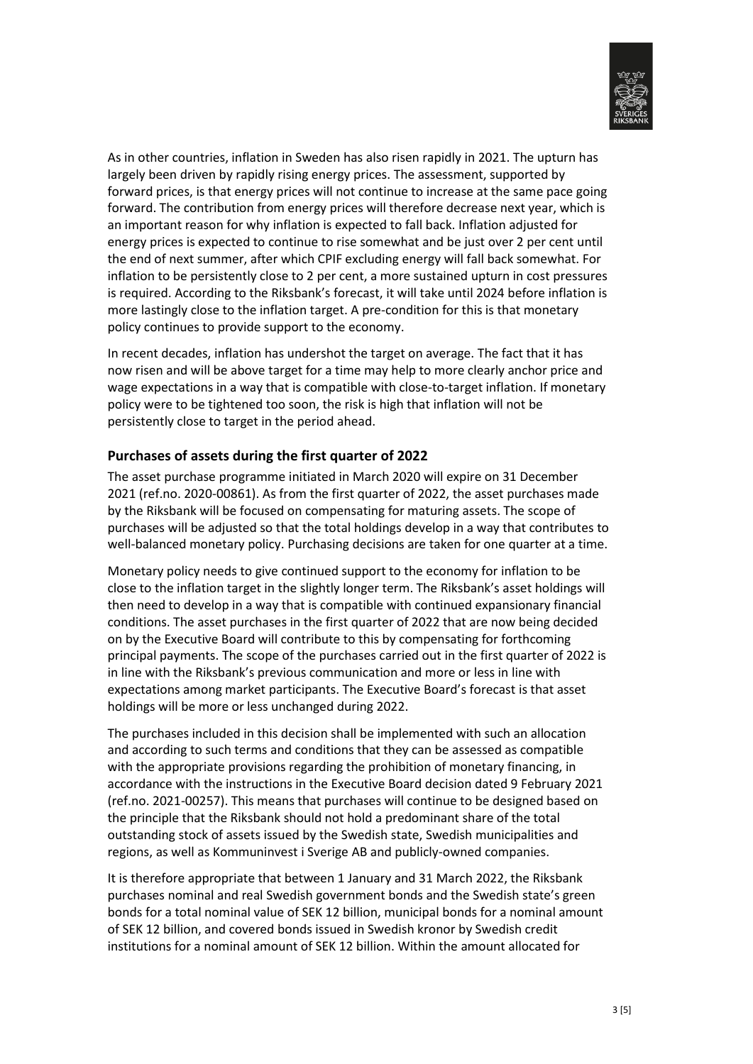As in other countries, inflation in Sweden has also risen rapidly in 2021. The upturn has largely been driven by rapidly rising energy prices. The assessment, supported by forward prices, is that energy prices will not continue to increase at the same pace going forward. The contribution from energy prices will therefore decrease next year, which is an important reason for why inflation is expected to fall back. Inflation adjusted for energy prices is expected to continue to rise somewhat and be just over 2 per cent until the end of next summer, after which CPIF excluding energy will fall back somewhat. For inflation to be persistently close to 2 per cent, a more sustained upturn in cost pressures is required. According to the Riksbank's forecast, it will take until 2024 before inflation is more lastingly close to the inflation target. A pre-condition for this is that monetary policy continues to provide support to the economy.

In recent decades, inflation has undershot the target on average. The fact that it has now risen and will be above target for a time may help to more clearly anchor price and wage expectations in a way that is compatible with close-to-target inflation. If monetary policy were to be tightened too soon, the risk is high that inflation will not be persistently close to target in the period ahead.

### Purchases of assets during the first quarter of 2022

The asset purchase programme initiated in March 2020 will expire on 31 December 2021 (ref.no. 2020-00861). As from the first quarter of 2022, the asset purchases made by the Riksbank will be focused on compensating for maturing assets. The scope of purchases will be adjusted so that the total holdings develop in a way that contributes to well-balanced monetary policy. Purchasing decisions are taken for one quarter at a time.

Monetary policy needs to give continued support to the economy for inflation to be close to the inflation target in the slightly longer term. The Riksbank's asset holdings will then need to develop in a way that is compatible with continued expansionary financial conditions. The asset purchases in the first quarter of 2022 that are now being decided on by the Executive Board will contribute to this by compensating for forthcoming principal payments. The scope of the purchases carried out in the first quarter of 2022 is in line with the Riksbank's previous communication and more or less in line with expectations among market participants. The Executive Board's forecast is that asset holdings will be more or less unchanged during 2022.

The purchases included in this decision shall be implemented with such an allocation and according to such terms and conditions that they can be assessed as compatible with the appropriate provisions regarding the prohibition of monetary financing, in accordance with the instructions in the Executive Board decision dated 9 February 2021 (ref.no. 2021-00257). This means that purchases will continue to be designed based on the principle that the Riksbank should not hold a predominant share of the total outstanding stock of assets issued by the Swedish state, Swedish municipalities and regions, as well as Kommuninvest i Sverige AB and publicly-owned companies.

It is therefore appropriate that between 1 January and 31 March 2022, the Riksbank purchases nominal and real Swedish government bonds and the Swedish state's green bonds for a total nominal value of SEK 12 billion, municipal bonds for a nominal amount of SEK 12 billion, and covered bonds issued in Swedish kronor by Swedish credit institutions for a nominal amount of SEK 12 billion. Within the amount allocated for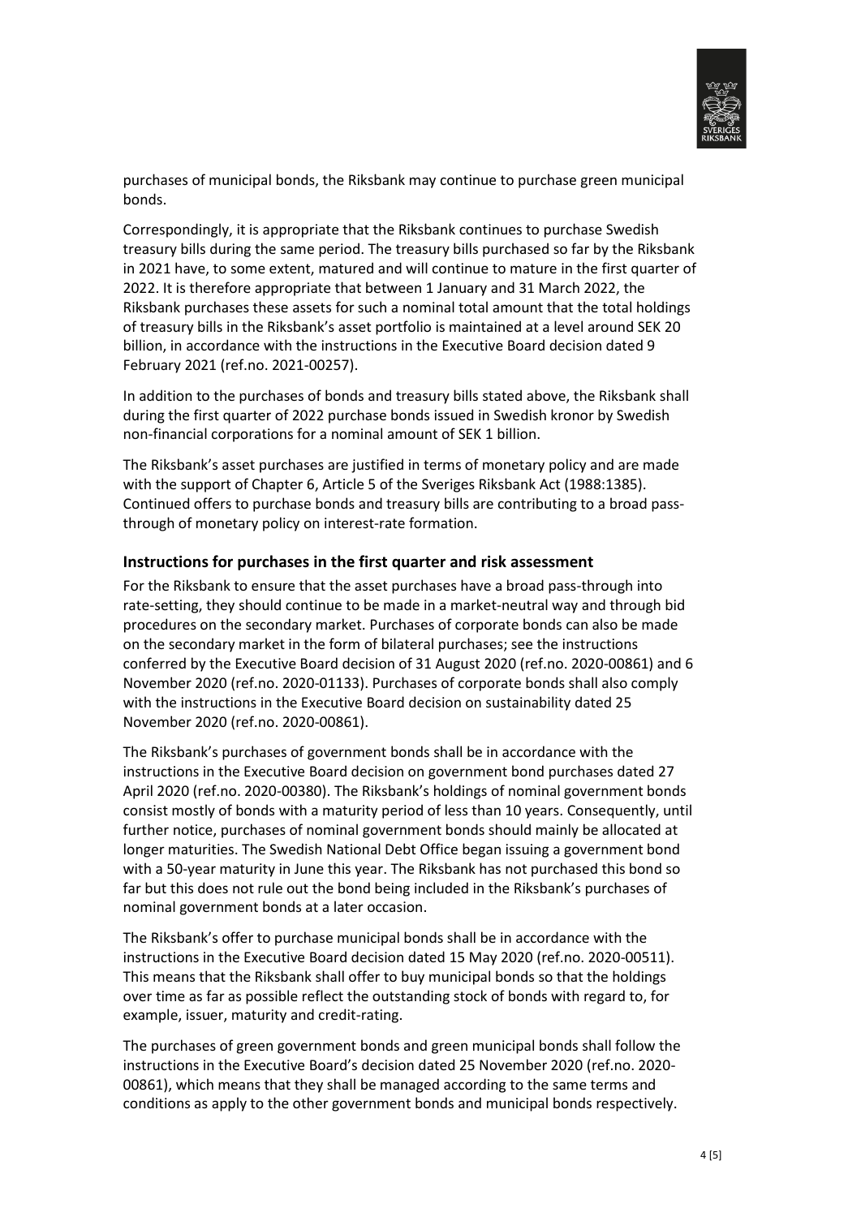purchases of municipal bonds, the Riksbank may continue to purchase green municipal bonds.

Correspondingly, it is appropriate that the Riksbank continues to purchase Swedish treasury bills during the same period. The treasury bills purchased so far by the Riksbank in 2021 have, to some extent, matured and will continue to mature in the first quarter of 2022. It is therefore appropriate that between 1 January and 31 March 2022, the Riksbank purchases these assets for such a nominal total amount that the total holdings of treasury bills in the Riksbank's asset portfolio is maintained at a level around SEK 20 billion, in accordance with the instructions in the Executive Board decision dated 9 February 2021 (ref.no. 2021-00257).

In addition to the purchases of bonds and treasury bills stated above, the Riksbank shall during the first quarter of 2022 purchase bonds issued in Swedish kronor by Swedish non-financial corporations for a nominal amount of SEK 1 billion.

The Riksbank's asset purchases are justified in terms of monetary policy and are made with the support of Chapter 6, Article 5 of the Sveriges Riksbank Act (1988:1385). Continued offers to purchase bonds and treasury bills are contributing to a broad pass-through of monetary policy on interest-rate formation.

### Instructions for purchases in the first quarter and risk assessment

For the Riksbank to ensure that the asset purchases have a broad pass-through into rate-setting, they should continue to be made in a market-neutral way and through bid procedures on the secondary market. Purchases of corporate bonds can also be made on the secondary market in the form of bilateral purchases; see the instructions conferred by the Executive Board decision of 31 August 2020 (ref.no. 2020-00861) and 6 November 2020 (ref.no. 2020-01133). Purchases of corporate bonds shall also comply with the instructions in the Executive Board decision on sustainability dated 25 November 2020 (ref.no. 2020-00861).

The Riksbank's purchases of government bonds shall be in accordance with the instructions in the Executive Board decision on government bond purchases dated 27 April 2020 (ref.no. 2020-00380). The Riksbank's holdings of nominal government bonds consist mostly of bonds with a maturity period of less than 10 years. Consequently, until further notice, purchases of nominal government bonds should mainly be allocated at longer maturities. The Swedish National Debt Office began issuing a government bond with a 50-year maturity in June this year. The Riksbank has not purchased this bond so far but this does not rule out the bond being included in the Riksbank's purchases of nominal government bonds at a later occasion.

The Riksbank's offer to purchase municipal bonds shall be in accordance with the instructions in the Executive Board decision dated 15 May 2020 (ref.no. 2020-00511). This means that the Riksbank shall offer to buy municipal bonds so that the holdings over time as far as possible reflect the outstanding stock of bonds with regard to, for example, issuer, maturity and credit-rating.

The purchases of green government bonds and green municipal bonds shall follow the instructions in the Executive Board's decision dated 25 November 2020 (ref.no. 2020-00861), which means that they shall be managed according to the same terms and conditions as apply to the other government bonds and municipal bonds respectively.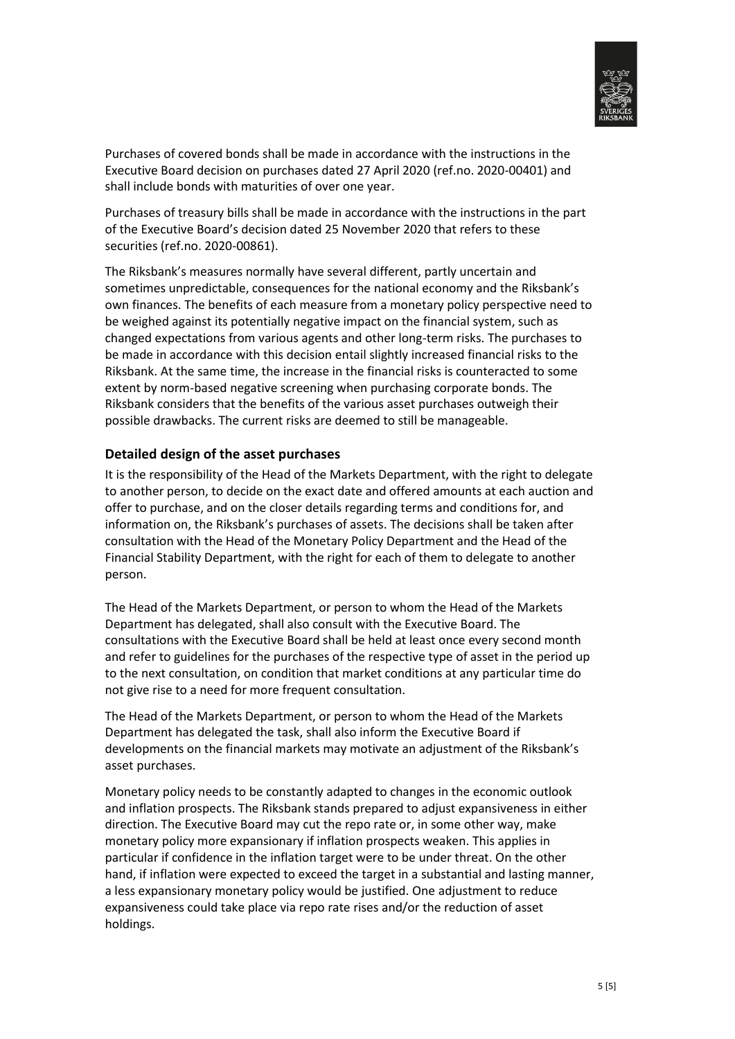Purchases of covered bonds shall be made in accordance with the instructions in the Executive Board decision on purchases dated 27 April 2020 (ref.no. 2020-00401) and shall include bonds with maturities of over one year.

Purchases of treasury bills shall be made in accordance with the instructions in the part of the Executive Board's decision dated 25 November 2020 that refers to these securities (ref.no. 2020-00861).

The Riksbank's measures normally have several different, partly uncertain and sometimes unpredictable, consequences for the national economy and the Riksbank's own finances. The benefits of each measure from a monetary policy perspective need to be weighed against its potentially negative impact on the financial system, such as changed expectations from various agents and other long-term risks. The purchases to be made in accordance with this decision entail slightly increased financial risks to the Riksbank. At the same time, the increase in the financial risks is counteracted to some extent by norm-based negative screening when purchasing corporate bonds. The Riksbank considers that the benefits of the various asset purchases outweigh their possible drawbacks. The current risks are deemed to still be manageable.

## Detailed design of the asset purchases

It is the responsibility of the Head of the Markets Department, with the right to delegate to another person, to decide on the exact date and offered amounts at each auction and offer to purchase, and on the closer details regarding terms and conditions for, and information on, the Riksbank's purchases of assets. The decisions shall be taken after consultation with the Head of the Monetary Policy Department and the Head of the Financial Stability Department, with the right for each of them to delegate to another person.

The Head of the Markets Department, or person to whom the Head of the Markets Department has delegated, shall also consult with the Executive Board. The consultations with the Executive Board shall be held at least once every second month and refer to guidelines for the purchases of the respective type of asset in the period up to the next consultation, on condition that market conditions at any particular time do not give rise to a need for more frequent consultation.

The Head of the Markets Department, or person to whom the Head of the Markets Department has delegated the task, shall also inform the Executive Board if developments on the financial markets may motivate an adjustment of the Riksbank's asset purchases.

Monetary policy needs to be constantly adapted to changes in the economic outlook and inflation prospects. The Riksbank stands prepared to adjust expansiveness in either direction. The Executive Board may cut the repo rate or, in some other way, make monetary policy more expansionary if inflation prospects weaken. This applies in particular if confidence in the inflation target were to be under threat. On the other hand, if inflation were expected to exceed the target in a substantial and lasting manner, a less expansionary monetary policy would be justified. One adjustment to reduce expansiveness could take place via repo rate rises and/or the reduction of asset holdings.